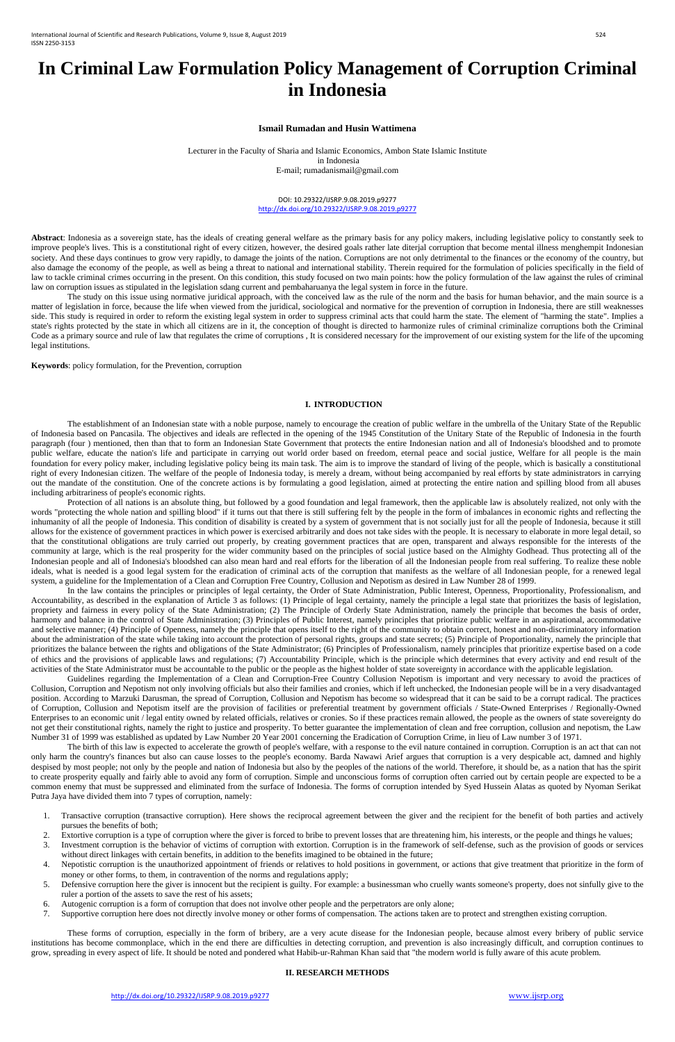# In Criminal Law Formulation Policy Management of Corruption Criminal in Indonesia

**Ismail Rumadan and Husin Wattimena**

Lecturer in the Faculty of Sharia and Islamic Economics, Ambon State Islamic Institute
in Indonesia
E-mail; rumadanismail@gmail.com

DOI: 10.29322/IJSRP.9.08.2019.p9277
http://dx.doi.org/10.29322/IJSRP.9.08.2019.p9277

**Abstract**: Indonesia as a sovereign state, has the ideals of creating general welfare as the primary basis for any policy makers, including legislative policy to constantly seek to improve people's lives. This is a constitutional right of every citizen, however, the desired goals rather late diterjal corruption that become mental illness menghempit Indonesian society. And these days continues to grow very rapidly, to damage the joints of the nation. Corruptions are not only detrimental to the finances or the economy of the country, but also damage the economy of the people, as well as being a threat to national and international stability. Therein required for the formulation of policies specifically in the field of law to tackle criminal crimes occurring in the present. On this condition, this study focused on two main points: how the policy formulation of the law against the rules of criminal law on corruption issues as stipulated in the legislation sdang current and pembaharuanya the legal system in force in the future.

The study on this issue using normative juridical approach, with the conceived law as the rule of the norm and the basis for human behavior, and the main source is a matter of legislation in force, because the life when viewed from the juridical, sociological and normative for the prevention of corruption in Indonesia, there are still weaknesses side. This study is required in order to reform the existing legal system in order to suppress criminal acts that could harm the state. The element of "harming the state". Implies a state's rights protected by the state in which all citizens are in it, the conception of thought is directed to harmonize rules of criminal criminalize corruptions both the Criminal Code as a primary source and rule of law that regulates the crime of corruptions , It is considered necessary for the improvement of our existing system for the life of the upcoming legal institutions.

**Keywords**: policy formulation, for the Prevention, corruption

## I. INTRODUCTION

The establishment of an Indonesian state with a noble purpose, namely to encourage the creation of public welfare in the umbrella of the Unitary State of the Republic of Indonesia based on Pancasila. The objectives and ideals are reflected in the opening of the 1945 Constitution of the Unitary State of the Republic of Indonesia in the fourth paragraph (four ) mentioned, then than that to form an Indonesian State Government that protects the entire Indonesian nation and all of Indonesia's bloodshed and to promote public welfare, educate the nation's life and participate in carrying out world order based on freedom, eternal peace and social justice, Welfare for all people is the main foundation for every policy maker, including legislative policy being its main task. The aim is to improve the standard of living of the people, which is basically a constitutional right of every Indonesian citizen. The welfare of the people of Indonesia today, is merely a dream, without being accompanied by real efforts by state administrators in carrying out the mandate of the constitution. One of the concrete actions is by formulating a good legislation, aimed at protecting the entire nation and spilling blood from all abuses including arbitrariness of people's economic rights.

Protection of all nations is an absolute thing, but followed by a good foundation and legal framework, then the applicable law is absolutely realized, not only with the words "protecting the whole nation and spilling blood" if it turns out that there is still suffering felt by the people in the form of imbalances in economic rights and reflecting the inhumanity of all the people of Indonesia. This condition of disability is created by a system of government that is not socially just for all the people of Indonesia, because it still allows for the existence of government practices in which power is exercised arbitrarily and does not take sides with the people. It is necessary to elaborate in more legal detail, so that the constitutional obligations are truly carried out properly, by creating government practices that are open, transparent and always responsible for the interests of the community at large, which is the real prosperity for the wider community based on the principles of social justice based on the Almighty Godhead. Thus protecting all of the Indonesian people and all of Indonesia's bloodshed can also mean hard and real efforts for the liberation of all the Indonesian people from real suffering. To realize these noble ideals, what is needed is a good legal system for the eradication of criminal acts of the corruption that manifests as the welfare of all Indonesian people, for a renewed legal system, a guideline for the Implementation of a Clean and Corruption Free Country, Collusion and Nepotism as desired in Law Number 28 of 1999.

In the law contains the principles or principles of legal certainty, the Order of State Administration, Public Interest, Openness, Proportionality, Professionalism, and Accountability, as described in the explanation of Article 3 as follows: (1) Principle of legal certainty, namely the principle a legal state that prioritizes the basis of legislation, propriety and fairness in every policy of the State Administration; (2) The Principle of Orderly State Administration, namely the principle that becomes the basis of order, harmony and balance in the control of State Administration; (3) Principles of Public Interest, namely principles that prioritize public welfare in an aspirational, accommodative and selective manner; (4) Principle of Openness, namely the principle that opens itself to the right of the community to obtain correct, honest and non-discriminatory information about the administration of the state while taking into account the protection of personal rights, groups and state secrets; (5) Principle of Proportionality, namely the principle that prioritizes the balance between the rights and obligations of the State Administrator; (6) Principles of Professionalism, namely principles that prioritize expertise based on a code of ethics and the provisions of applicable laws and regulations; (7) Accountability Principle, which is the principle which determines that every activity and end result of the activities of the State Administrator must be accountable to the public or the people as the highest holder of state sovereignty in accordance with the applicable legislation.

Guidelines regarding the Implementation of a Clean and Corruption-Free Country Collusion Nepotism is important and very necessary to avoid the practices of Collusion, Corruption and Nepotism not only involving officials but also their families and cronies, which if left unchecked, the Indonesian people will be in a very disadvantaged position. According to Marzuki Darusman, the spread of Corruption, Collusion and Nepotism has become so widespread that it can be said to be a corrupt radical. The practices of Corruption, Collusion and Nepotism itself are the provision of facilities or preferential treatment by government officials / State-Owned Enterprises / Regionally-Owned Enterprises to an economic unit / legal entity owned by related officials, relatives or cronies. So if these practices remain allowed, the people as the owners of state sovereignty do not get their constitutional rights, namely the right to justice and prosperity. To better guarantee the implementation of clean and free corruption, collusion and nepotism, the Law Number 31 of 1999 was established as updated by Law Number 20 Year 2001 concerning the Eradication of Corruption Crime, in lieu of Law number 3 of 1971.

The birth of this law is expected to accelerate the growth of people's welfare, with a response to the evil nature contained in corruption. Corruption is an act that can not only harm the country's finances but also can cause losses to the people's economy. Barda Nawawi Arief argues that corruption is a very despicable act, damned and highly despised by most people; not only by the people and nation of Indonesia but also by the peoples of the nations of the world. Therefore, it should be, as a nation that has the spirit to create prosperity equally and fairly able to avoid any form of corruption. Simple and unconscious forms of corruption often carried out by certain people are expected to be a common enemy that must be suppressed and eliminated from the surface of Indonesia. The forms of corruption intended by Syed Hussein Alatas as quoted by Nyoman Serikat Putra Jaya have divided them into 7 types of corruption, namely:

1. Transactive corruption (transactive corruption). Here shows the reciprocal agreement between the giver and the recipient for the benefit of both parties and actively pursues the benefits of both;
2. Extortive corruption is a type of corruption where the giver is forced to bribe to prevent losses that are threatening him, his interests, or the people and things he values;
3. Investment corruption is the behavior of victims of corruption with extortion. Corruption is in the framework of self-defense, such as the provision of goods or services without direct linkages with certain benefits, in addition to the benefits imagined to be obtained in the future;
4. Nepotistic corruption is the unauthorized appointment of friends or relatives to hold positions in government, or actions that give treatment that prioritize in the form of money or other forms, to them, in contravention of the norms and regulations apply;
5. Defensive corruption here the giver is innocent but the recipient is guilty. For example: a businessman who cruelly wants someone's property, does not sinfully give to the ruler a portion of the assets to save the rest of his assets;
6. Autogenic corruption is a form of corruption that does not involve other people and the perpetrators are only alone;
7. Supportive corruption here does not directly involve money or other forms of compensation. The actions taken are to protect and strengthen existing corruption.

These forms of corruption, especially in the form of bribery, are a very acute disease for the Indonesian people, because almost every bribery of public service institutions has become commonplace, which in the end there are difficulties in detecting corruption, and prevention is also increasingly difficult, and corruption continues to grow, spreading in every aspect of life. It should be noted and pondered what Habib-ur-Rahman Khan said that "the modern world is fully aware of this acute problem.

## II. RESEARCH METHODS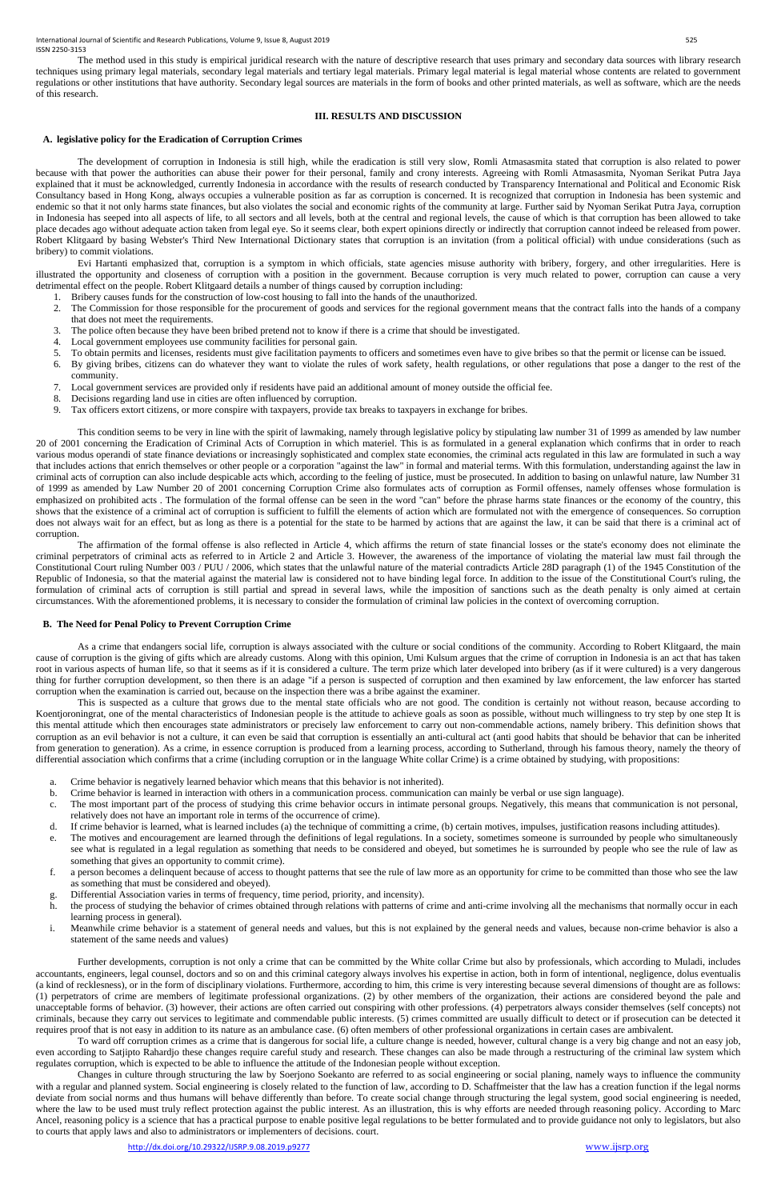The method used in this study is empirical juridical research with the nature of descriptive research that uses primary and secondary data sources with library research techniques using primary legal materials, secondary legal materials and tertiary legal materials. Primary legal material is legal material whose contents are related to government regulations or other institutions that have authority. Secondary legal sources are materials in the form of books and other printed materials, as well as software, which are the needs of this research.

## III. RESULTS AND DISCUSSION

### A. legislative policy for the Eradication of Corruption Crimes

The development of corruption in Indonesia is still high, while the eradication is still very slow, Romli Atmasasmita stated that corruption is also related to power because with that power the authorities can abuse their power for their personal, family and crony interests. Agreeing with Romli Atmasasmita, Nyoman Serikat Putra Jaya explained that it must be acknowledged, currently Indonesia in accordance with the results of research conducted by Transparency International and Political and Economic Risk Consultancy based in Hong Kong, always occupies a vulnerable position as far as corruption is concerned. It is recognized that corruption in Indonesia has been systemic and endemic so that it not only harms state finances, but also violates the social and economic rights of the community at large. Further said by Nyoman Serikat Putra Jaya, corruption in Indonesia has seeped into all aspects of life, to all sectors and all levels, both at the central and regional levels, the cause of which is that corruption has been allowed to take place decades ago without adequate action taken from legal eye. So it seems clear, both expert opinions directly or indirectly that corruption cannot indeed be released from power. Robert Klitgaard by basing Webster's Third New International Dictionary states that corruption is an invitation (from a political official) with undue considerations (such as bribery) to commit violations.

Evi Hartanti emphasized that, corruption is a symptom in which officials, state agencies misuse authority with bribery, forgery, and other irregularities. Here is illustrated the opportunity and closeness of corruption with a position in the government. Because corruption is very much related to power, corruption can cause a very detrimental effect on the people. Robert Klitgaard details a number of things caused by corruption including:

1. Bribery causes funds for the construction of low-cost housing to fall into the hands of the unauthorized.
2. The Commission for those responsible for the procurement of goods and services for the regional government means that the contract falls into the hands of a company that does not meet the requirements.
3. The police often because they have been bribed pretend not to know if there is a crime that should be investigated.
4. Local government employees use community facilities for personal gain.
5. To obtain permits and licenses, residents must give facilitation payments to officers and sometimes even have to give bribes so that the permit or license can be issued.
6. By giving bribes, citizens can do whatever they want to violate the rules of work safety, health regulations, or other regulations that pose a danger to the rest of the community.
7. Local government services are provided only if residents have paid an additional amount of money outside the official fee.
8. Decisions regarding land use in cities are often influenced by corruption.
9. Tax officers extort citizens, or more conspire with taxpayers, provide tax breaks to taxpayers in exchange for bribes.

This condition seems to be very in line with the spirit of lawmaking, namely through legislative policy by stipulating law number 31 of 1999 as amended by law number 20 of 2001 concerning the Eradication of Criminal Acts of Corruption in which materiel. This is as formulated in a general explanation which confirms that in order to reach various modus operandi of state finance deviations or increasingly sophisticated and complex state economies, the criminal acts regulated in this law are formulated in such a way that includes actions that enrich themselves or other people or a corporation "against the law" in formal and material terms. With this formulation, understanding against the law in criminal acts of corruption can also include despicable acts which, according to the feeling of justice, must be prosecuted. In addition to basing on unlawful nature, law Number 31 of 1999 as amended by Law Number 20 of 2001 concerning Corruption Crime also formulates acts of corruption as Formil offenses, namely offenses whose formulation is emphasized on prohibited acts . The formulation of the formal offense can be seen in the word "can" before the phrase harms state finances or the economy of the country, this shows that the existence of a criminal act of corruption is sufficient to fulfill the elements of action which are formulated not with the emergence of consequences. So corruption does not always wait for an effect, but as long as there is a potential for the state to be harmed by actions that are against the law, it can be said that there is a criminal act of corruption.

The affirmation of the formal offense is also reflected in Article 4, which affirms the return of state financial losses or the state's economy does not eliminate the criminal perpetrators of criminal acts as referred to in Article 2 and Article 3. However, the awareness of the importance of violating the material law must fail through the Constitutional Court ruling Number 003 / PUU / 2006, which states that the unlawful nature of the material contradicts Article 28D paragraph (1) of the 1945 Constitution of the Republic of Indonesia, so that the material against the material law is considered not to have binding legal force. In addition to the issue of the Constitutional Court's ruling, the formulation of criminal acts of corruption is still partial and spread in several laws, while the imposition of sanctions such as the death penalty is only aimed at certain circumstances. With the aforementioned problems, it is necessary to consider the formulation of criminal law policies in the context of overcoming corruption.

### B. The Need for Penal Policy to Prevent Corruption Crime

As a crime that endangers social life, corruption is always associated with the culture or social conditions of the community. According to Robert Klitgaard, the main cause of corruption is the giving of gifts which are already customs. Along with this opinion, Umi Kulsum argues that the crime of corruption in Indonesia is an act that has taken root in various aspects of human life, so that it seems as if it is considered a culture. The term prize which later developed into bribery (as if it were cultured) is a very dangerous thing for further corruption development, so then there is an adage "if a person is suspected of corruption and then examined by law enforcement, the law enforcer has started corruption when the examination is carried out, because on the inspection there was a bribe against the examiner.

This is suspected as a culture that grows due to the mental state officials who are not good. The condition is certainly not without reason, because according to Koentjoroningrat, one of the mental characteristics of Indonesian people is the attitude to achieve goals as soon as possible, without much willingness to try step by one step It is this mental attitude which then encourages state administrators or precisely law enforcement to carry out non-commendable actions, namely bribery. This definition shows that corruption as an evil behavior is not a culture, it can even be said that corruption is essentially an anti-cultural act (anti good habits that should be behavior that can be inherited from generation to generation). As a crime, in essence corruption is produced from a learning process, according to Sutherland, through his famous theory, namely the theory of differential association which confirms that a crime (including corruption or in the language White collar Crime) is a crime obtained by studying, with propositions:

a. Crime behavior is negatively learned behavior which means that this behavior is not inherited).
b. Crime behavior is learned in interaction with others in a communication process. communication can mainly be verbal or use sign language).
c. The most important part of the process of studying this crime behavior occurs in intimate personal groups. Negatively, this means that communication is not personal, relatively does not have an important role in terms of the occurrence of crime).
d. If crime behavior is learned, what is learned includes (a) the technique of committing a crime, (b) certain motives, impulses, justification reasons including attitudes).
e. The motives and encouragement are learned through the definitions of legal regulations. In a society, sometimes someone is surrounded by people who simultaneously see what is regulated in a legal regulation as something that needs to be considered and obeyed, but sometimes he is surrounded by people who see the rule of law as something that gives an opportunity to commit crime).
f. a person becomes a delinquent because of access to thought patterns that see the rule of law more as an opportunity for crime to be committed than those who see the law as something that must be considered and obeyed).
g. Differential Association varies in terms of frequency, time period, priority, and incensity).
h. the process of studying the behavior of crimes obtained through relations with patterns of crime and anti-crime involving all the mechanisms that normally occur in each learning process in general).
i. Meanwhile crime behavior is a statement of general needs and values, but this is not explained by the general needs and values, because non-crime behavior is also a statement of the same needs and values)

Further developments, corruption is not only a crime that can be committed by the White collar Crime but also by professionals, which according to Muladi, includes accountants, engineers, legal counsel, doctors and so on and this criminal category always involves his expertise in action, both in form of intentional, negligence, dolus eventualis (a kind of recklessness), or in the form of disciplinary violations. Furthermore, according to him, this crime is very interesting because several dimensions of thought are as follows: (1) perpetrators of crime are members of legitimate professional organizations. (2) by other members of the organization, their actions are considered beyond the pale and unacceptable forms of behavior. (3) however, their actions are often carried out conspiring with other professions. (4) perpetrators always consider themselves (self concepts) not criminals, because they carry out services to legitimate and commendable public interests. (5) crimes committed are usually difficult to detect or if prosecution can be detected it requires proof that is not easy in addition to its nature as an ambulance case. (6) often members of other professional organizations in certain cases are ambivalent.

To ward off corruption crimes as a crime that is dangerous for social life, a culture change is needed, however, cultural change is a very big change and not an easy job, even according to Satjipto Rahardjo these changes require careful study and research. These changes can also be made through a restructuring of the criminal law system which regulates corruption, which is expected to be able to influence the attitude of the Indonesian people without exception.

Changes in culture through structuring the law by Soerjono Soekanto are referred to as social engineering or social planing, namely ways to influence the community with a regular and planned system. Social engineering is closely related to the function of law, according to D. Schaffmeister that the law has a creation function if the legal norms deviate from social norms and thus humans will behave differently than before. To create social change through structuring the legal system, good social engineering is needed, where the law to be used must truly reflect protection against the public interest. As an illustration, this is why efforts are needed through reasoning policy. According to Marc Ancel, reasoning policy is a science that has a practical purpose to enable positive legal regulations to be better formulated and to provide guidance not only to legislators, but also to courts that apply laws and also to administrators or implementers of decisions. court.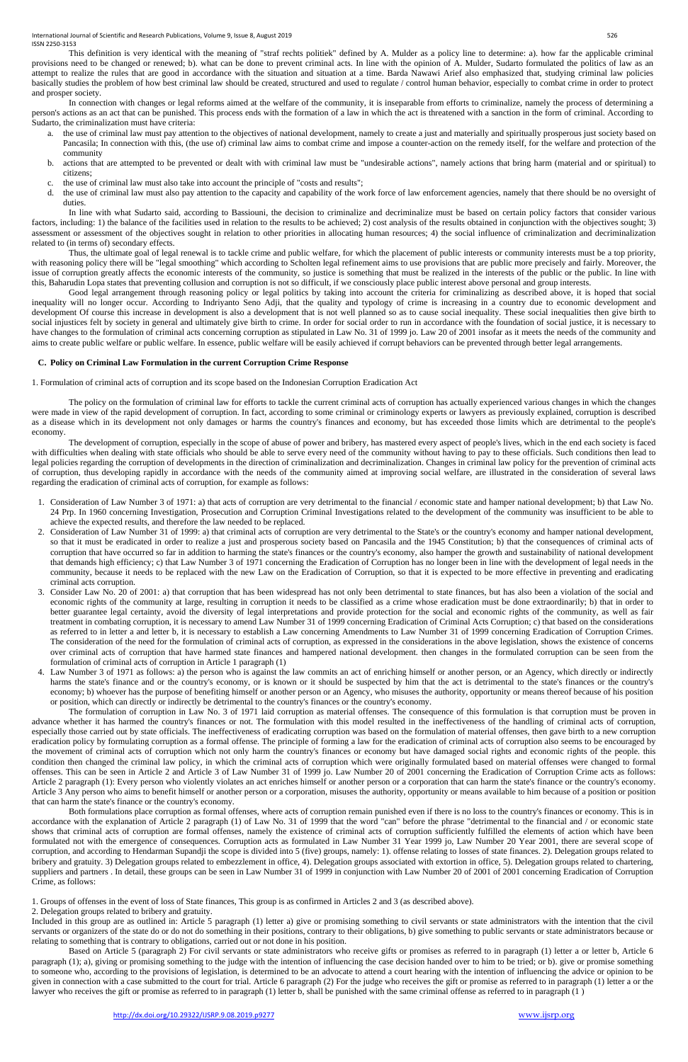This definition is very identical with the meaning of "straf rechts politiek" defined by A. Mulder as a policy line to determine: a). how far the applicable criminal provisions need to be changed or renewed; b). what can be done to prevent criminal acts. In line with the opinion of A. Mulder, Sudarto formulated the politics of law as an attempt to realize the rules that are good in accordance with the situation and situation at a time. Barda Nawawi Arief also emphasized that, studying criminal law policies basically studies the problem of how best criminal law should be created, structured and used to regulate / control human behavior, especially to combat crime in order to protect and prosper society.

In connection with changes or legal reforms aimed at the welfare of the community, it is inseparable from efforts to criminalize, namely the process of determining a person's actions as an act that can be punished. This process ends with the formation of a law in which the act is threatened with a sanction in the form of criminal. According to Sudarto, the criminalization must have criteria:

a. the use of criminal law must pay attention to the objectives of national development, namely to create a just and materially and spiritually prosperous just society based on Pancasila; In connection with this, (the use of) criminal law aims to combat crime and impose a counter-action on the remedy itself, for the welfare and protection of the community
b. actions that are attempted to be prevented or dealt with with criminal law must be "undesirable actions", namely actions that bring harm (material and or spiritual) to citizens;
c. the use of criminal law must also take into account the principle of "costs and results";
d. the use of criminal law must also pay attention to the capacity and capability of the work force of law enforcement agencies, namely that there should be no oversight of duties.

In line with what Sudarto said, according to Bassiouni, the decision to criminalize and decriminalize must be based on certain policy factors that consider various factors, including: 1) the balance of the facilities used in relation to the results to be achieved; 2) cost analysis of the results obtained in conjunction with the objectives sought; 3) assessment or assessment of the objectives sought in relation to other priorities in allocating human resources; 4) the social influence of criminalization and decriminalization related to (in terms of) secondary effects.

Thus, the ultimate goal of legal renewal is to tackle crime and public welfare, for which the placement of public interests or community interests must be a top priority, with reasoning policy there will be "legal smoothing" which according to Scholten legal refinement aims to use provisions that are public more precisely and fairly. Moreover, the issue of corruption greatly affects the economic interests of the community, so justice is something that must be realized in the interests of the public or the public. In line with this, Baharudin Lopa states that preventing collusion and corruption is not so difficult, if we consciously place public interest above personal and group interests.

Good legal arrangement through reasoning policy or legal politics by taking into account the criteria for criminalizing as described above, it is hoped that social inequality will no longer occur. According to Indriyanto Seno Adji, that the quality and typology of crime is increasing in a country due to economic development and development Of course this increase in development is also a development that is not well planned so as to cause social inequality. These social inequalities then give birth to social injustices felt by society in general and ultimately give birth to crime. In order for social order to run in accordance with the foundation of social justice, it is necessary to have changes to the formulation of criminal acts concerning corruption as stipulated in Law No. 31 of 1999 jo. Law 20 of 2001 insofar as it meets the needs of the community and aims to create public welfare or public welfare. In essence, public welfare will be easily achieved if corrupt behaviors can be prevented through better legal arrangements.

## C. Policy on Criminal Law Formulation in the current Corruption Crime Response

1. Formulation of criminal acts of corruption and its scope based on the Indonesian Corruption Eradication Act

The policy on the formulation of criminal law for efforts to tackle the current criminal acts of corruption has actually experienced various changes in which the changes were made in view of the rapid development of corruption. In fact, according to some criminal or criminology experts or lawyers as previously explained, corruption is described as a disease which in its development not only damages or harms the country's finances and economy, but has exceeded those limits which are detrimental to the people's economy.

The development of corruption, especially in the scope of abuse of power and bribery, has mastered every aspect of people's lives, which in the end each society is faced with difficulties when dealing with state officials who should be able to serve every need of the community without having to pay to these officials. Such conditions then lead to legal policies regarding the corruption of developments in the direction of criminalization and decriminalization. Changes in criminal law policy for the prevention of criminal acts of corruption, thus developing rapidly in accordance with the needs of the community aimed at improving social welfare, are illustrated in the consideration of several laws regarding the eradication of criminal acts of corruption, for example as follows:

1. Consideration of Law Number 3 of 1971: a) that acts of corruption are very detrimental to the financial / economic state and hamper national development; b) that Law No. 24 Prp. In 1960 concerning Investigation, Prosecution and Corruption Criminal Investigations related to the development of the community was insufficient to be able to achieve the expected results, and therefore the law needed to be replaced.
2. Consideration of Law Number 31 of 1999: a) that criminal acts of corruption are very detrimental to the State's or the country's economy and hamper national development, so that it must be eradicated in order to realize a just and prosperous society based on Pancasila and the 1945 Constitution; b) that the consequences of criminal acts of corruption that have occurred so far in addition to harming the state's finances or the country's economy, also hamper the growth and sustainability of national development that demands high efficiency; c) that Law Number 3 of 1971 concerning the Eradication of Corruption has no longer been in line with the development of legal needs in the community, because it needs to be replaced with the new Law on the Eradication of Corruption, so that it is expected to be more effective in preventing and eradicating criminal acts corruption.
3. Consider Law No. 20 of 2001: a) that corruption that has been widespread has not only been detrimental to state finances, but has also been a violation of the social and economic rights of the community at large, resulting in corruption it needs to be classified as a crime whose eradication must be done extraordinarily; b) that in order to better guarantee legal certainty, avoid the diversity of legal interpretations and provide protection for the social and economic rights of the community, as well as fair treatment in combating corruption, it is necessary to amend Law Number 31 of 1999 concerning Eradication of Criminal Acts Corruption; c) that based on the considerations as referred to in letter a and letter b, it is necessary to establish a Law concerning Amendments to Law Number 31 of 1999 concerning Eradication of Corruption Crimes. The consideration of the need for the formulation of criminal acts of corruption, as expressed in the considerations in the above legislation, shows the existence of concerns over criminal acts of corruption that have harmed state finances and hampered national development. then changes in the formulated corruption can be seen from the formulation of criminal acts of corruption in Article 1 paragraph (1)
4. Law Number 3 of 1971 as follows: a) the person who is against the law commits an act of enriching himself or another person, or an Agency, which directly or indirectly harms the state's finance and or the country's economy, or is known or it should be suspected by him that the act is detrimental to the state's finances or the country's economy; b) whoever has the purpose of benefiting himself or another person or an Agency, who misuses the authority, opportunity or means thereof because of his position or position, which can directly or indirectly be detrimental to the country's finances or the country's economy.

The formulation of corruption in Law No. 3 of 1971 laid corruption as material offenses. The consequence of this formulation is that corruption must be proven in advance whether it has harmed the country's finances or not. The formulation with this model resulted in the ineffectiveness of the handling of criminal acts of corruption, especially those carried out by state officials. The ineffectiveness of eradicating corruption was based on the formulation of material offenses, then gave birth to a new corruption eradication policy by formulating corruption as a formal offense. The principle of forming a law for the eradication of criminal acts of corruption also seems to be encouraged by the movement of criminal acts of corruption which not only harm the country's finances or economy but have damaged social rights and economic rights of the people. this condition then changed the criminal law policy, in which the criminal acts of corruption which were originally formulated based on material offenses were changed to formal offenses. This can be seen in Article 2 and Article 3 of Law Number 31 of 1999 jo. Law Number 20 of 2001 concerning the Eradication of Corruption Crime Acts as follows: Article 2 paragraph (1): Every person who violently violates an act enriches himself or another person or a corporation that can harm the state's finance or the country's economy. Article 3 Any person who aims to benefit himself or another person or a corporation, misuses the authority, opportunity or means available to him because of a position or position that can harm the state's finance or the country's economy.

Both formulations place corruption as formal offenses, where acts of corruption remain punished even if there is no loss to the country's finances or economy. This is in accordance with the explanation of Article 2 paragraph (1) of Law No. 31 of 1999 that the word "can" before the phrase "detrimental to the financial and / or economic state shows that criminal acts of corruption are formal offenses, namely the existence of criminal acts of corruption sufficiently fulfilled the elements of action which have been formulated not with the emergence of consequences. Corruption acts as formulated in Law Number 31 Year 1999 jo, Law Number 20 Year 2001, there are several scope of corruption, and according to Hendarman Supandji the scope is divided into 5 (five) groups, namely: 1). offense relating to losses of state finances. 2). Delegation groups related to bribery and gratuity. 3) Delegation groups related to embezzlement in office, 4). Delegation groups associated with extortion in office, 5). Delegation groups related to chartering, suppliers and partners . In detail, these groups can be seen in Law Number 31 of 1999 in conjunction with Law Number 20 of 2001 of 2001 concerning Eradication of Corruption Crime, as follows:

1. Groups of offenses in the event of loss of State finances, This group is as confirmed in Articles 2 and 3 (as described above).
2. Delegation groups related to bribery and gratuity.

Included in this group are as outlined in: Article 5 paragraph (1) letter a) give or promising something to civil servants or state administrators with the intention that the civil servants or organizers of the state do or do not do something in their positions, contrary to their obligations, b) give something to public servants or state administrators because or relating to something that is contrary to obligations, carried out or not done in his position.

Based on Article 5 (paragraph 2) For civil servants or state administrators who receive gifts or promises as referred to in paragraph (1) letter a or letter b, Article 6 paragraph (1); a), giving or promising something to the judge with the intention of influencing the case decision handed over to him to be tried; or b). give or promise something to someone who, according to the provisions of legislation, is determined to be an advocate to attend a court hearing with the intention of influencing the advice or opinion to be given in connection with a case submitted to the court for trial. Article 6 paragraph (2) For the judge who receives the gift or promise as referred to in paragraph (1) letter a or the lawyer who receives the gift or promise as referred to in paragraph (1) letter b, shall be punished with the same criminal offense as referred to in paragraph (1 )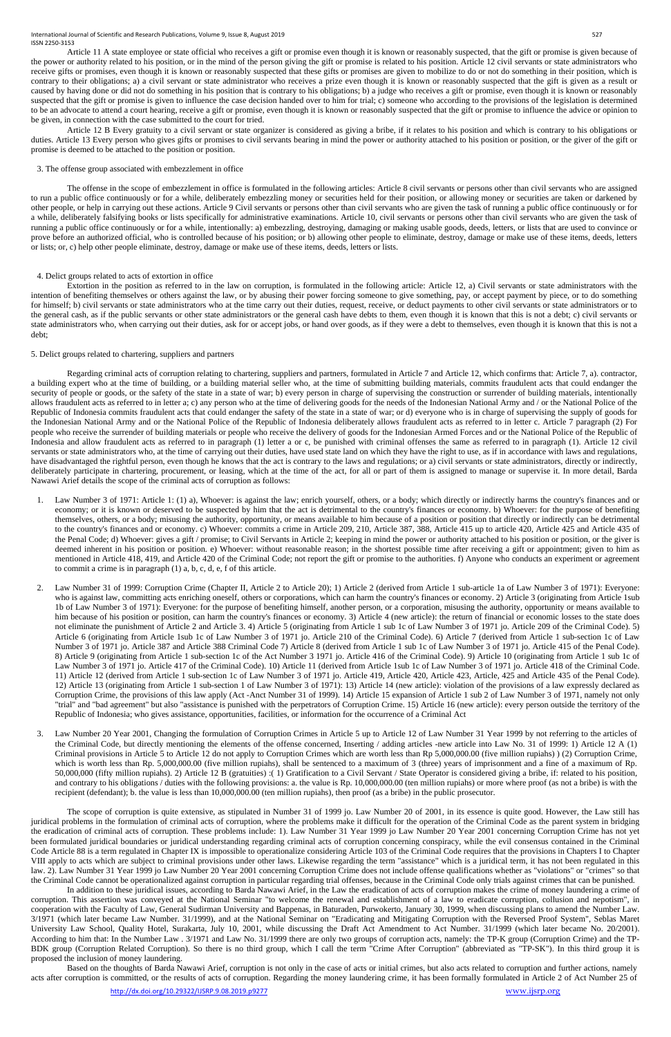Article 11 A state employee or state official who receives a gift or promise even though it is known or reasonably suspected, that the gift or promise is given because of the power or authority related to his position, or in the mind of the person giving the gift or promise is related to his position. Article 12 civil servants or state administrators who receive gifts or promises, even though it is known or reasonably suspected that these gifts or promises are given to mobilize to do or not do something in their position, which is contrary to their obligations; a) a civil servant or state administrator who receives a prize even though it is known or reasonably suspected that the gift is given as a result or caused by having done or did not do something in his position that is contrary to his obligations; b) a judge who receives a gift or promise, even though it is known or reasonably suspected that the gift or promise is given to influence the case decision handed over to him for trial; c) someone who according to the provisions of the legislation is determined to be an advocate to attend a court hearing, receive a gift or promise, even though it is known or reasonably suspected that the gift or promise to influence the advice or opinion to be given, in connection with the case submitted to the court for tried.

Article 12 B Every gratuity to a civil servant or state organizer is considered as giving a bribe, if it relates to his position and which is contrary to his obligations or duties. Article 13 Every person who gives gifts or promises to civil servants bearing in mind the power or authority attached to his position or position, or the giver of the gift or promise is deemed to be attached to the position or position.

3. The offense group associated with embezzlement in office

The offense in the scope of embezzlement in office is formulated in the following articles: Article 8 civil servants or persons other than civil servants who are assigned to run a public office continuously or for a while, deliberately embezzling money or securities held for their position, or allowing money or securities are taken or darkened by other people, or help in carrying out these actions. Article 9 Civil servants or persons other than civil servants who are given the task of running a public office continuously or for a while, deliberately falsifying books or lists specifically for administrative examinations. Article 10, civil servants or persons other than civil servants who are given the task of running a public office continuously or for a while, intentionally: a) embezzling, destroying, damaging or making usable goods, deeds, letters, or lists that are used to convince or prove before an authorized official, who is controlled because of his position; or b) allowing other people to eliminate, destroy, damage or make use of these items, deeds, letters or lists; or, c) help other people eliminate, destroy, damage or make use of these items, deeds, letters or lists.

4. Delict groups related to acts of extortion in office

Extortion in the position as referred to in the law on corruption, is formulated in the following article: Article 12, a) Civil servants or state administrators with the intention of benefiting themselves or others against the law, or by abusing their power forcing someone to give something, pay, or accept payment by piece, or to do something for himself; b) civil servants or state administrators who at the time carry out their duties, request, receive, or deduct payments to other civil servants or state administrators or to the general cash, as if the public servants or other state administrators or the general cash have debts to them, even though it is known that this is not a debt; c) civil servants or state administrators who, when carrying out their duties, ask for or accept jobs, or hand over goods, as if they were a debt to themselves, even though it is known that this is not a debt;

5. Delict groups related to chartering, suppliers and partners

Regarding criminal acts of corruption relating to chartering, suppliers and partners, formulated in Article 7 and Article 12, which confirms that: Article 7, a). contractor, a building expert who at the time of building, or a building material seller who, at the time of submitting building materials, commits fraudulent acts that could endanger the security of people or goods, or the safety of the state in a state of war; b) every person in charge of supervising the construction or surrender of building materials, intentionally allows fraudulent acts as referred to in letter a; c) any person who at the time of delivering goods for the needs of the Indonesian National Army and / or the National Police of the Republic of Indonesia commits fraudulent acts that could endanger the safety of the state in a state of war; d) everyone who is in charge of supervising the supply of goods for the Indonesian National Army and or the National Police of the Republic of Indonesia deliberately allows fraudulent acts as referred to in letter c. Article 7 paragraph (2) For people who receive the surrender of building materials or people who receive the delivery of goods for the Indonesian Armed Forces and or the National Police of the Republic of Indonesia and allow fraudulent acts as referred to in paragraph (1) letter a or c, be punished with criminal offenses the same as referred to in paragraph (1). Article 12 civil servants or state administrators who, at the time of carrying out their duties, have used state land on which they have the right to use, as if in accordance with laws and regulations, have disadvantaged the rightful person, even though he knows that the act is contrary to the laws and regulations; or a) civil servants or state administrators, directly or indirectly, deliberately participate in chartering, procurement, or leasing, which at the time of the act, for all or part of them is assigned to manage or supervise it. In more detail, Barda Nawawi Arief details the scope of the criminal acts of corruption as follows:

1. Law Number 3 of 1971: Article 1: (1) a), Whoever: is against the law; enrich yourself, others, or a body; which directly or indirectly harms the country's finances and or economy; or it is known or deserved to be suspected by him that the act is detrimental to the country's finances or economy. b) Whoever: for the purpose of benefiting themselves, others, or a body; misusing the authority, opportunity, or means available to him because of a position or position that directly or indirectly can be detrimental to the country's finances and or economy. c) Whoever: commits a crime in Article 209, 210, Article 387, 388, Article 415 up to article 420, Article 425 and Article 435 of the Penal Code; d) Whoever: gives a gift / promise; to Civil Servants in Article 2; keeping in mind the power or authority attached to his position or position, or the giver is deemed inherent in his position or position. e) Whoever: without reasonable reason; in the shortest possible time after receiving a gift or appointment; given to him as mentioned in Article 418, 419, and Article 420 of the Criminal Code; not report the gift or promise to the authorities. f) Anyone who conducts an experiment or agreement to commit a crime is in paragraph (1) a, b, c, d, e, f of this article.

2. Law Number 31 of 1999: Corruption Crime (Chapter II, Article 2 to Article 20); 1) Article 2 (derived from Article 1 sub-article 1a of Law Number 3 of 1971): Everyone: who is against law, committing acts enriching oneself, others or corporations, which can harm the country's finances or economy. 2) Article 3 (originating from Article 1sub 1b of Law Number 3 of 1971): Everyone: for the purpose of benefiting himself, another person, or a corporation, misusing the authority, opportunity or means available to him because of his position or position, can harm the country's finances or economy. 3) Article 4 (new article): the return of financial or economic losses to the state does not eliminate the punishment of Article 2 and Article 3. 4) Article 5 (originating from Article 1 sub 1c of Law Number 3 of 1971 jo. Article 209 of the Criminal Code). 5) Article 6 (originating from Article 1sub 1c of Law Number 3 of 1971 jo. Article 210 of the Criminal Code). 6) Article 7 (derived from Article 1 sub-section 1c of Law Number 3 of 1971 jo. Article 387 and Article 388 Criminal Code 7) Article 8 (derived from Article 1 sub 1c of Law Number 3 of 1971 jo. Article 415 of the Penal Code). 8) Article 9 (originating from Article 1 sub-section 1c of the Act Number 3 1971 jo. Article 416 of the Criminal Code). 9) Article 10 (originating from Article 1 sub 1c of Law Number 3 of 1971 jo. Article 417 of the Criminal Code). 10) Article 11 (derived from Article 1sub 1c of Law Number 3 of 1971 jo. Article 418 of the Criminal Code. 11) Article 12 (derived from Article 1 sub-section 1c of Law Number 3 of 1971 jo. Article 419, Article 420, Article 423, Article, 425 and Article 435 of the Penal Code). 12) Article 13 (originating from Article 1 sub-section 1 of Law Number 3 of 1971): 13) Article 14 (new article): violation of the provisions of a law expressly declared as Corruption Crime, the provisions of this law apply (Act -Anct Number 31 of 1999). 14) Article 15 expansion of Article 1 sub 2 of Law Number 3 of 1971, namely not only "trial" and "bad agreement" but also "assistance is punished with the perpetrators of Corruption Crime. 15) Article 16 (new article): every person outside the territory of the Republic of Indonesia; who gives assistance, opportunities, facilities, or information for the occurrence of a Criminal Act

3. Law Number 20 Year 2001, Changing the formulation of Corruption Crimes in Article 5 up to Article 12 of Law Number 31 Year 1999 by not referring to the articles of the Criminal Code, but directly mentioning the elements of the offense concerned, Inserting / adding articles -new article into Law No. 31 of 1999: 1) Article 12 A (1) Criminal provisions in Article 5 to Article 12 do not apply to Corruption Crimes which are worth less than Rp 5,000,000.00 (five million rupiahs) ) (2) Corruption Crime, which is worth less than Rp. 5,000,000.00 (five million rupiahs), shall be sentenced to a maximum of 3 (three) years of imprisonment and a fine of a maximum of Rp. 50,000,000 (fifty million rupiahs). 2) Article 12 B (gratuities) :( 1) Gratification to a Civil Servant / State Operator is considered giving a bribe, if: related to his position, and contrary to his obligations / duties with the following provisions: a. the value is Rp. 10,000,000.00 (ten million rupiahs) or more where proof (as not a bribe) is with the recipient (defendant); b. the value is less than 10,000,000.00 (ten million rupiahs), then proof (as a bribe) in the public prosecutor.

The scope of corruption is quite extensive, as stipulated in Number 31 of 1999 jo. Law Number 20 of 2001, in its essence is quite good. However, the Law still has juridical problems in the formulation of criminal acts of corruption, where the problems make it difficult for the operation of the Criminal Code as the parent system in bridging the eradication of criminal acts of corruption. These problems include: 1). Law Number 31 Year 1999 jo Law Number 20 Year 2001 concerning Corruption Crime has not yet been formulated juridical boundaries or juridical understanding regarding criminal acts of corruption concerning conspiracy, while the evil consensus contained in the Criminal Code Article 88 is a term regulated in Chapter IX is impossible to operationalize considering Article 103 of the Criminal Code requires that the provisions in Chapters I to Chapter VIII apply to acts which are subject to criminal provisions under other laws. Likewise regarding the term "assistance" which is a juridical term, it has not been regulated in this law. 2). Law Number 31 Year 1999 jo Law Number 20 Year 2001 concerning Corruption Crime does not include offense qualifications whether as "violations" or "crimes" so that the Criminal Code cannot be operationalized against corruption in particular regarding trial offenses, because in the Criminal Code only trials against crimes that can be punished.

In addition to these juridical issues, according to Barda Nawawi Arief, in the Law the eradication of acts of corruption makes the crime of money laundering a crime of corruption. This assertion was conveyed at the National Seminar "to welcome the renewal and establishment of a law to eradicate corruption, collusion and nepotism", in cooperation with the Faculty of Law, General Sudirman University and Bappenas, in Baturaden, Purwokerto, January 30, 1999, when discussing plans to amend the Number Law. 3/1971 (which later became Law Number. 31/1999), and at the National Seminar on "Eradicating and Mitigating Corruption with the Reversed Proof System", Seblas Maret University Law School, Quality Hotel, Surakarta, July 10, 2001, while discussing the Draft Act Amendment to Act Number. 31/1999 (which later became No. 20/2001). According to him that: In the Number Law . 3/1971 and Law No. 31/1999 there are only two groups of corruption acts, namely: the TP-K group (Corruption Crime) and the TP-BDK group (Corruption Related Corruption). So there is no third group, which I call the term "Crime After Corruption" (abbreviated as "TP-SK"). In this third group it is proposed the inclusion of money laundering.

Based on the thoughts of Barda Nawawi Arief, corruption is not only in the case of acts or initial crimes, but also acts related to corruption and further actions, namely acts after corruption is committed, or the results of acts of corruption. Regarding the money laundering crime, it has been formally formulated in Article 2 of Act Number 25 of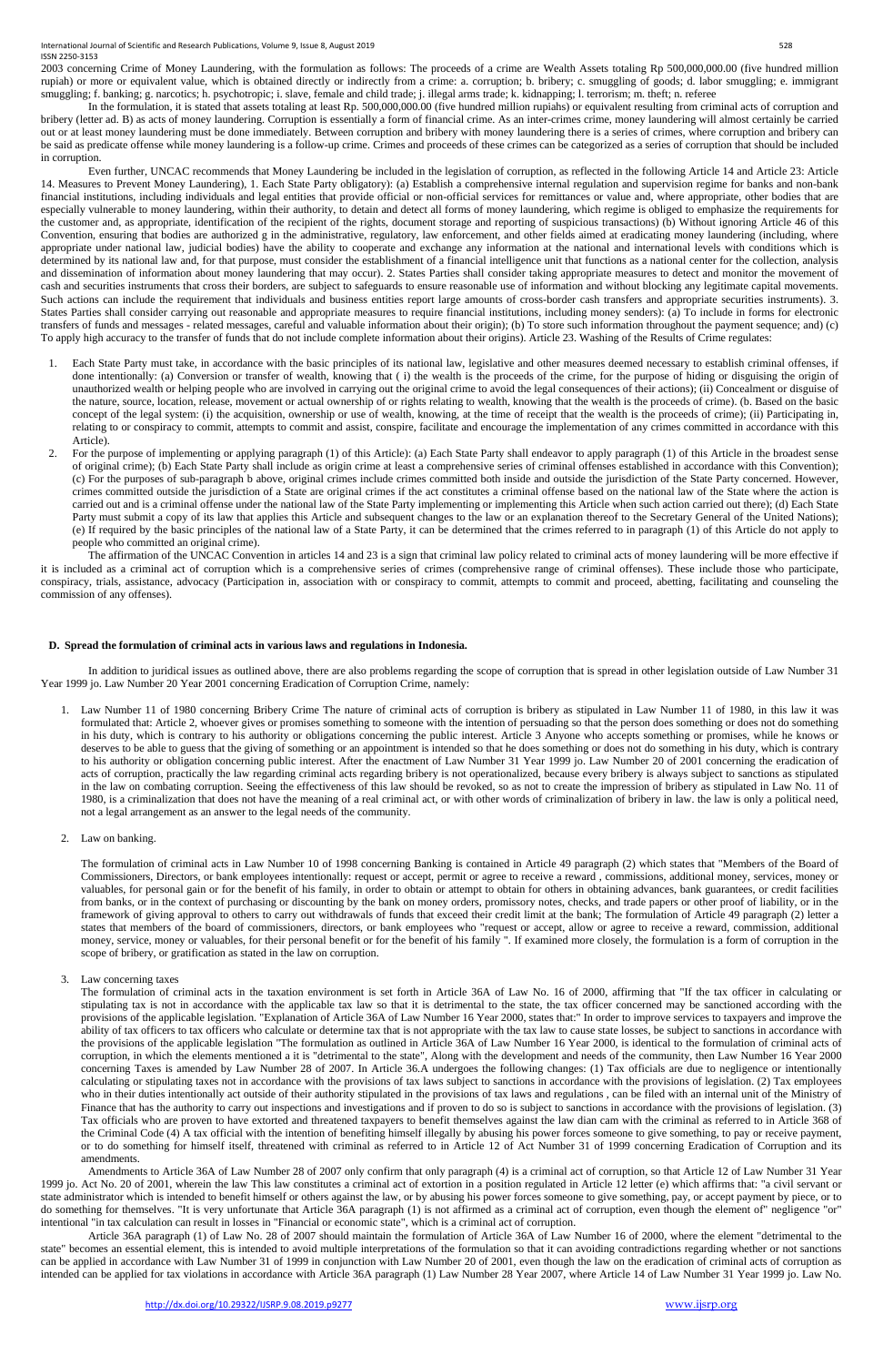2003 concerning Crime of Money Laundering, with the formulation as follows: The proceeds of a crime are Wealth Assets totaling Rp 500,000,000.00 (five hundred million rupiah) or more or equivalent value, which is obtained directly or indirectly from a crime: a. corruption; b. bribery; c. smuggling of goods; d. labor smuggling; e. immigrant smuggling; f. banking; g. narcotics; h. psychotropic; i. slave, female and child trade; j. illegal arms trade; k. kidnapping; l. terrorism; m. theft; n. referee

In the formulation, it is stated that assets totaling at least Rp. 500,000,000.00 (five hundred million rupiahs) or equivalent resulting from criminal acts of corruption and bribery (letter ad. B) as acts of money laundering. Corruption is essentially a form of financial crime. As an inter-crimes crime, money laundering will almost certainly be carried out or at least money laundering must be done immediately. Between corruption and bribery with money laundering there is a series of crimes, where corruption and bribery can be said as predicate offense while money laundering is a follow-up crime. Crimes and proceeds of these crimes can be categorized as a series of corruption that should be included in corruption.

Even further, UNCAC recommends that Money Laundering be included in the legislation of corruption, as reflected in the following Article 14 and Article 23: Article 14. Measures to Prevent Money Laundering), 1. Each State Party obligatory: (a) Establish a comprehensive internal regulation and supervision regime for banks and non-bank financial institutions, including individuals and legal entities that provide official or non-official services for remittances or value and, where appropriate, other bodies that are especially vulnerable to money laundering, within their authority, to detain and detect all forms of money laundering, which regime is obliged to emphasize the requirements for the customer and, as appropriate, identification of the recipient of the rights, document storage and reporting of suspicious transactions) (b) Without ignoring Article 46 of this Convention, ensuring that bodies are authorized g in the administrative, regulatory, law enforcement, and other fields aimed at eradicating money laundering (including, where appropriate under national law, judicial bodies) have the ability to cooperate and exchange any information at the national and international levels with conditions which is determined by its national law and, for that purpose, must consider the establishment of a financial intelligence unit that functions as a national center for the collection, analysis and dissemination of information about money laundering that may occur). 2. States Parties shall consider taking appropriate measures to detect and monitor the movement of cash and securities instruments that cross their borders, are subject to safeguards to ensure reasonable use of information and without blocking any legitimate capital movements. Such actions can include the requirement that individuals and business entities report large amounts of cross-border cash transfers and appropriate securities instruments). 3. States Parties shall consider carrying out reasonable and appropriate measures to require financial institutions, including money senders): (a) To include in forms for electronic transfers of funds and messages - related messages, careful and valuable information about their origin); (b) To store such information throughout the payment sequence; and) (c) To apply high accuracy to the transfer of funds that do not include complete information about their origins). Article 23. Washing of the Results of Crime regulates:

1. Each State Party must take, in accordance with the basic principles of its national law, legislative and other measures deemed necessary to establish criminal offenses, if done intentionally: (a) Conversion or transfer of wealth, knowing that ( i) the wealth is the proceeds of the crime, for the purpose of hiding or disguising the origin of unauthorized wealth or helping people who are involved in carrying out the original crime to avoid the legal consequences of their actions); (ii) Concealment or disguise of the nature, source, location, release, movement or actual ownership of or rights relating to wealth, knowing that the wealth is the proceeds of crime). (b. Based on the basic concept of the legal system: (i) the acquisition, ownership or use of wealth, knowing, at the time of receipt that the wealth is the proceeds of crime); (ii) Participating in, relating to or conspiracy to commit, attempts to commit and assist, conspire, facilitate and encourage the implementation of any crimes committed in accordance with this Article).
2. For the purpose of implementing or applying paragraph (1) of this Article): (a) Each State Party shall endeavor to apply paragraph (1) of this Article in the broadest sense of original crime); (b) Each State Party shall include as origin crime at least a comprehensive series of criminal offenses established in accordance with this Convention); (c) For the purposes of sub-paragraph b above, original crimes include crimes committed both inside and outside the jurisdiction of the State Party concerned. However, crimes committed outside the jurisdiction of a State are original crimes if the act constitutes a criminal offense based on the national law of the State where the action is carried out and is a criminal offense under the national law of the State Party implementing or implementing this Article when such action carried out there); (d) Each State Party must submit a copy of its law that applies this Article and subsequent changes to the law or an explanation thereof to the Secretary General of the United Nations); (e) If required by the basic principles of the national law of a State Party, it can be determined that the crimes referred to in paragraph (1) of this Article do not apply to people who committed an original crime).

The affirmation of the UNCAC Convention in articles 14 and 23 is a sign that criminal law policy related to criminal acts of money laundering will be more effective if it is included as a criminal act of corruption which is a comprehensive series of crimes (comprehensive range of criminal offenses). These include those who participate, conspiracy, trials, assistance, advocacy (Participation in, association with or conspiracy to commit, attempts to commit and proceed, abetting, facilitating and counseling the commission of any offenses).

## D. Spread the formulation of criminal acts in various laws and regulations in Indonesia.

In addition to juridical issues as outlined above, there are also problems regarding the scope of corruption that is spread in other legislation outside of Law Number 31 Year 1999 jo. Law Number 20 Year 2001 concerning Eradication of Corruption Crime, namely:

1. Law Number 11 of 1980 concerning Bribery Crime The nature of criminal acts of corruption is bribery as stipulated in Law Number 11 of 1980, in this law it was formulated that: Article 2, whoever gives or promises something to someone with the intention of persuading so that the person does something or does not do something in his duty, which is contrary to his authority or obligations concerning the public interest. Article 3 Anyone who accepts something or promises, while he knows or deserves to be able to guess that the giving of something or an appointment is intended so that he does something or does not do something in his duty, which is contrary to his authority or obligation concerning public interest. After the enactment of Law Number 31 Year 1999 jo. Law Number 20 of 2001 concerning the eradication of acts of corruption, practically the law regarding criminal acts regarding bribery is not operationalized, because every bribery is always subject to sanctions as stipulated in the law on combating corruption. Seeing the effectiveness of this law should be revoked, so as not to create the impression of bribery as stipulated in Law No. 11 of 1980, is a criminalization that does not have the meaning of a real criminal act, or with other words of criminalization of bribery in law. the law is only a political need, not a legal arrangement as an answer to the legal needs of the community.

2. Law on banking.

   The formulation of criminal acts in Law Number 10 of 1998 concerning Banking is contained in Article 49 paragraph (2) which states that "Members of the Board of Commissioners, Directors, or bank employees intentionally: request or accept, permit or agree to receive a reward , commissions, additional money, services, money or valuables, for personal gain or for the benefit of his family, in order to obtain or attempt to obtain for others in obtaining advances, bank guarantees, or credit facilities from banks, or in the context of purchasing or discounting by the bank on money orders, promissory notes, checks, and trade papers or other proof of liability, or in the framework of giving approval to others to carry out withdrawals of funds that exceed their credit limit at the bank; The formulation of Article 49 paragraph (2) letter a states that members of the board of commissioners, directors, or bank employees who "request or accept, allow or agree to receive a reward, commission, additional money, service, money or valuables, for their personal benefit or for the benefit of his family ". If examined more closely, the formulation is a form of corruption in the scope of bribery, or gratification as stated in the law on corruption.

3. Law concerning taxes

   The formulation of criminal acts in the taxation environment is set forth in Article 36A of Law No. 16 of 2000, affirming that "If the tax officer in calculating or stipulating tax is not in accordance with the applicable tax law so that it is detrimental to the state, the tax officer concerned may be sanctioned according with the provisions of the applicable legislation. "Explanation of Article 36A of Law Number 16 Year 2000, states that:" In order to improve services to taxpayers and improve the ability of tax officers to tax officers who calculate or determine tax that is not appropriate with the tax law to cause state losses, be subject to sanctions in accordance with the provisions of the applicable legislation "The formulation as outlined in Article 36A of Law Number 16 Year 2000, is identical to the formulation of criminal acts of corruption, in which the elements mentioned a it is "detrimental to the state", Along with the development and needs of the community, then Law Number 16 Year 2000 concerning Taxes is amended by Law Number 28 of 2007. In Article 36.A undergoes the following changes: (1) Tax officials are due to negligence or intentionally calculating or stipulating taxes not in accordance with the provisions of tax laws subject to sanctions in accordance with the provisions of legislation. (2) Tax employees who in their duties intentionally act outside of their authority stipulated in the provisions of tax laws and regulations , can be filed with an internal unit of the Ministry of Finance that has the authority to carry out inspections and investigations and if proven to do so is subject to sanctions in accordance with the provisions of legislation. (3) Tax officials who are proven to have extorted and threatened taxpayers to benefit themselves against the law dian cam with the criminal as referred to in Article 368 of the Criminal Code (4) A tax official with the intention of benefiting himself illegally by abusing his power forces someone to give something, to pay or receive payment, or to do something for himself itself, threatened with criminal as referred to in Article 12 of Act Number 31 of 1999 concerning Eradication of Corruption and its amendments.

Amendments to Article 36A of Law Number 28 of 2007 only confirm that only paragraph (4) is a criminal act of corruption, so that Article 12 of Law Number 31 Year 1999 jo. Act No. 20 of 2001, wherein the law This law constitutes a criminal act of extortion in a position regulated in Article 12 letter (e) which affirms that: "a civil servant or state administrator which is intended to benefit himself or others against the law, or by abusing his power forces someone to give something, pay, or accept payment by piece, or to do something for themselves. "It is very unfortunate that Article 36A paragraph (1) is not affirmed as a criminal act of corruption, even though the element of" negligence "or" intentional "in tax calculation can result in losses in "Financial or economic state", which is a criminal act of corruption.

Article 36A paragraph (1) of Law No. 28 of 2007 should maintain the formulation of Article 36A of Law Number 16 of 2000, where the element "detrimental to the state" becomes an essential element, this is intended to avoid multiple interpretations of the formulation so that it can avoid contradictions regarding whether or not sanctions can be applied in accordance with Law Number 31 of 1999 in conjunction with Law Number 20 of 2001, even though the law on the eradication of criminal acts of corruption as intended can be applied for tax violations in accordance with Article 36A paragraph (1) Law Number 28 Year 2007, where Article 14 of Law Number 31 Year 1999 jo. Law No.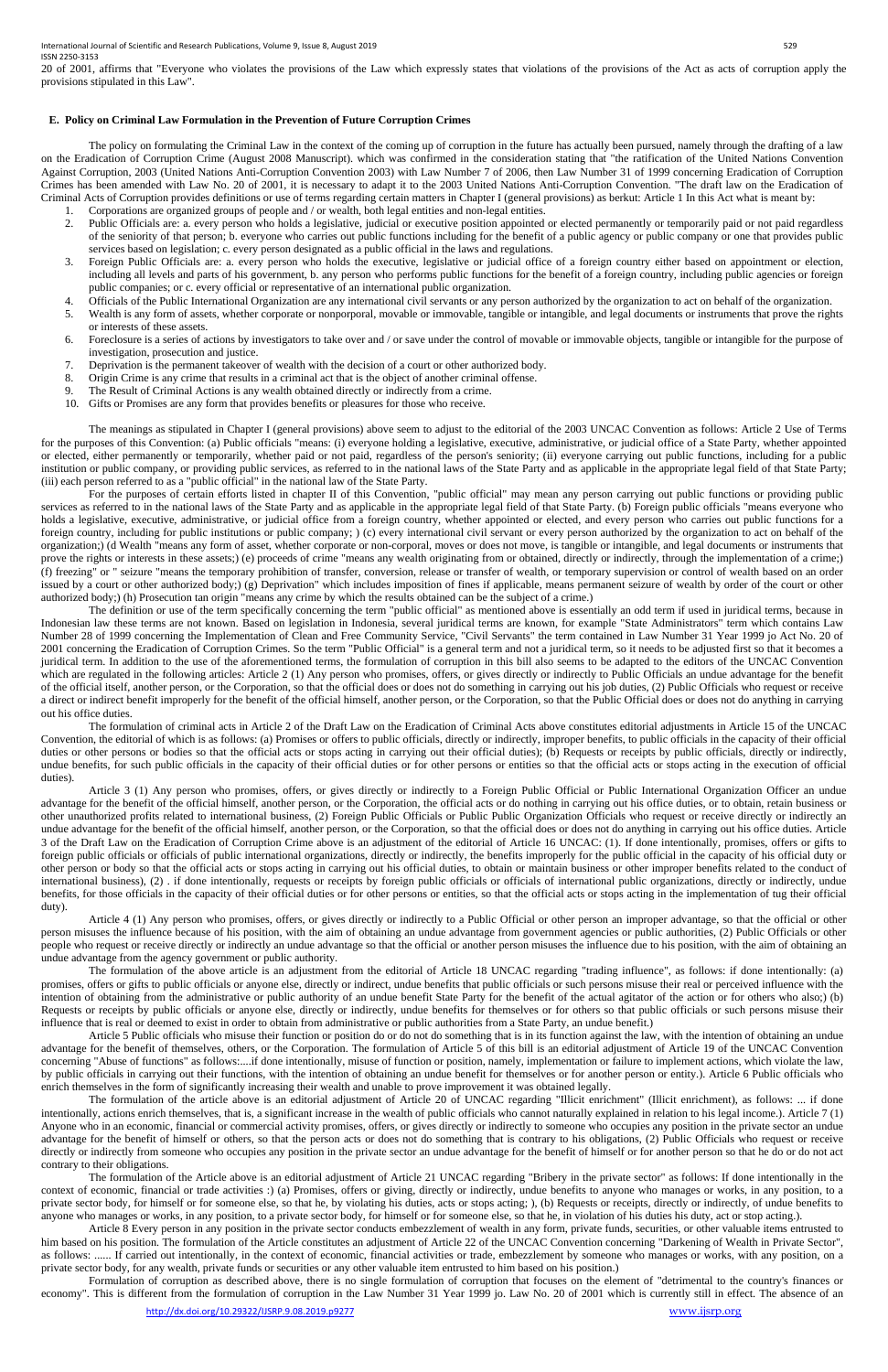20 of 2001, affirms that "Everyone who violates the provisions of the Law which expressly states that violations of the provisions of the Act as acts of corruption apply the provisions stipulated in this Law".

## E. Policy on Criminal Law Formulation in the Prevention of Future Corruption Crimes

The policy on formulating the Criminal Law in the context of the coming up of corruption in the future has actually been pursued, namely through the drafting of a law on the Eradication of Corruption Crime (August 2008 Manuscript). which was confirmed in the consideration stating that "the ratification of the United Nations Convention Against Corruption, 2003 (United Nations Anti-Corruption Convention 2003) with Law Number 7 of 2006, then Law Number 31 of 1999 concerning Eradication of Corruption Crimes has been amended with Law No. 20 of 2001, it is necessary to adapt it to the 2003 United Nations Anti-Corruption Convention. "The draft law on the Eradication of Criminal Acts of Corruption provides definitions or use of terms regarding certain matters in Chapter I (general provisions) as berkut: Article 1 In this Act what is meant by:

1. Corporations are organized groups of people and / or wealth, both legal entities and non-legal entities.
2. Public Officials are: a. every person who holds a legislative, judicial or executive position appointed or elected permanently or temporarily paid or not paid regardless of the seniority of that person; b. everyone who carries out public functions including for the benefit of a public agency or public company or one that provides public services based on legislation; c. every person designated as a public official in the laws and regulations.
3. Foreign Public Officials are: a. every person who holds the executive, legislative or judicial office of a foreign country either based on appointment or election, including all levels and parts of his government, b. any person who performs public functions for the benefit of a foreign country, including public agencies or foreign public companies; or c. every official or representative of an international public organization.
4. Officials of the Public International Organization are any international civil servants or any person authorized by the organization to act on behalf of the organization.
5. Wealth is any form of assets, whether corporate or nonporporal, movable or immovable, tangible or intangible, and legal documents or instruments that prove the rights or interests of these assets.
6. Foreclosure is a series of actions by investigators to take over and / or save under the control of movable or immovable objects, tangible or intangible for the purpose of investigation, prosecution and justice.
7. Deprivation is the permanent takeover of wealth with the decision of a court or other authorized body.
8. Origin Crime is any crime that results in a criminal act that is the object of another criminal offense.
9. The Result of Criminal Actions is any wealth obtained directly or indirectly from a crime.
10. Gifts or Promises are any form that provides benefits or pleasures for those who receive.

The meanings as stipulated in Chapter I (general provisions) above seem to adjust to the editorial of the 2003 UNCAC Convention as follows: Article 2 Use of Terms for the purposes of this Convention: (a) Public officials "means: (i) everyone holding a legislative, executive, administrative, or judicial office of a State Party, whether appointed or elected, either permanently or temporarily, whether paid or not paid, regardless of the person's seniority; (ii) everyone carrying out public functions, including for a public institution or public company, or providing public services, as referred to in the national laws of the State Party and as applicable in the appropriate legal field of that State Party; (iii) each person referred to as a "public official" in the national law of the State Party.

For the purposes of certain efforts listed in chapter II of this Convention, "public official" may mean any person carrying out public functions or providing public services as referred to in the national laws of the State Party and as applicable in the appropriate legal field of that State Party. (b) Foreign public officials "means everyone who holds a legislative, executive, administrative, or judicial office from a foreign country, whether appointed or elected, and every person who carries out public functions for a foreign country, including for public institutions or public company; ) (c) every international civil servant or every person authorized by the organization to act on behalf of the organization;) (d Wealth "means any form of asset, whether corporate or non-corporal, moves or does not move, is tangible or intangible, and legal documents or instruments that prove the rights or interests in these assets;) (e) proceeds of crime "means any wealth originating from or obtained, directly or indirectly, through the implementation of a crime;) (f) freezing" or " seizure "means the temporary prohibition of transfer, conversion, release or transfer of wealth, or temporary supervision or control of wealth based on an order issued by a court or other authorized body;) (g) Deprivation" which includes imposition of fines if applicable, means permanent seizure of wealth by order of the court or other authorized body;) (h) Prosecution tan origin "means any crime by which the results obtained can be the subject of a crime.)

The definition or use of the term specifically concerning the term "public official" as mentioned above is essentially an odd term if used in juridical terms, because in Indonesian law these terms are not known. Based on legislation in Indonesia, several juridical terms are known, for example "State Administrators" term which contains Law Number 28 of 1999 concerning the Implementation of Clean and Free Community Service, "Civil Servants" the term contained in Law Number 31 Year 1999 jo Act No. 20 of 2001 concerning the Eradication of Corruption Crimes. So the term "Public Official" is a general term and not a juridical term, so it needs to be adjusted first so that it becomes a juridical term. In addition to the use of the aforementioned terms, the formulation of corruption in this bill also seems to be adapted to the editors of the UNCAC Convention which are regulated in the following articles: Article 2 (1) Any person who promises, offers, or gives directly or indirectly to Public Officials an undue advantage for the benefit of the official itself, another person, or the Corporation, so that the official does or does not do something in carrying out his job duties, (2) Public Officials who request or receive a direct or indirect benefit improperly for the benefit of the official himself, another person, or the Corporation, so that the Public Official does or does not do anything in carrying out his office duties.

The formulation of criminal acts in Article 2 of the Draft Law on the Eradication of Criminal Acts above constitutes editorial adjustments in Article 15 of the UNCAC Convention, the editorial of which is as follows: (a) Promises or offers to public officials, directly or indirectly, improper benefits, to public officials in the capacity of their official duties or other persons or bodies so that the official acts or stops acting in carrying out their official duties); (b) Requests or receipts by public officials, directly or indirectly, undue benefits, for such public officials in the capacity of their official duties or for other persons or entities so that the official acts or stops acting in the execution of official duties).

Article 3 (1) Any person who promises, offers, or gives directly or indirectly to a Foreign Public Official or Public International Organization Officer an undue advantage for the benefit of the official himself, another person, or the Corporation, the official acts or do nothing in carrying out his office duties, or to obtain, retain business or other unauthorized profits related to international business, (2) Foreign Public Officials or Public Public Organization Officials who request or receive directly or indirectly an undue advantage for the benefit of the official himself, another person, or the Corporation, so that the official does or does not do anything in carrying out his office duties. Article 3 of the Draft Law on the Eradication of Corruption Crime above is an adjustment of the editorial of Article 16 UNCAC: (1). If done intentionally, promises, offers or gifts to foreign public officials or officials of public international organizations, directly or indirectly, the benefits improperly for the public official in the capacity of his official duty or other person or body so that the official acts or stops acting in carrying out his official duties, to obtain or maintain business or other improper benefits related to the conduct of international business), (2) . if done intentionally, requests or receipts by foreign public officials or officials of international public organizations, directly or indirectly, undue benefits, for those officials in the capacity of their official duties or for other persons or entities, so that the official acts or stops acting in the implementation of tug their official duty).

Article 4 (1) Any person who promises, offers, or gives directly or indirectly to a Public Official or other person an improper advantage, so that the official or other person misuses the influence because of his position, with the aim of obtaining an undue advantage from government agencies or public authorities, (2) Public Officials or other people who request or receive directly or indirectly an undue advantage so that the official or another person misuses the influence due to his position, with the aim of obtaining an undue advantage from the agency government or public authority.

The formulation of the above article is an adjustment from the editorial of Article 18 UNCAC regarding "trading influence", as follows: if done intentionally: (a) promises, offers or gifts to public officials or anyone else, directly or indirect, undue benefits that public officials or such persons misuse their real or perceived influence with the intention of obtaining from the administrative or public authority of an undue benefit State Party for the benefit of the actual agitator of the action or for others who also;) (b) Requests or receipts by public officials or anyone else, directly or indirectly, undue benefits for themselves or for others so that public officials or such persons misuse their influence that is real or deemed to exist in order to obtain from administrative or public authorities from a State Party, an undue benefit.)

Article 5 Public officials who misuse their function or position do or do not do something that is in its function against the law, with the intention of obtaining an undue advantage for the benefit of themselves, others, or the Corporation. The formulation of Article 5 of this bill is an editorial adjustment of Article 19 of the UNCAC Convention concerning "Abuse of functions" as follows:....if done intentionally, misuse of function or position, namely, implementation or failure to implement actions, which violate the law, by public officials in carrying out their functions, with the intention of obtaining an undue benefit for themselves or for another person or entity.). Article 6 Public officials who enrich themselves in the form of significantly increasing their wealth and unable to prove improvement it was obtained legally.

The formulation of the article above is an editorial adjustment of Article 20 of UNCAC regarding "Illicit enrichment" (Illicit enrichment), as follows: ... if done intentionally, actions enrich themselves, that is, a significant increase in the wealth of public officials who cannot naturally explained in relation to his legal income.). Article 7 (1) Anyone who in an economic, financial or commercial activity promises, offers, or gives directly or indirectly to someone who occupies any position in the private sector an undue advantage for the benefit of himself or others, so that the person acts or does not do something that is contrary to his obligations, (2) Public Officials who request or receive directly or indirectly from someone who occupies any position in the private sector an undue advantage for the benefit of himself or for another person so that he do or do not act contrary to their obligations.

The formulation of the Article above is an editorial adjustment of Article 21 UNCAC regarding "Bribery in the private sector" as follows: If done intentionally in the context of economic, financial or trade activities :) (a) Promises, offers or giving, directly or indirectly, undue benefits to anyone who manages or works, in any position, to a private sector body, for himself or for someone else, so that he, by violating his duties, acts or stops acting; ), (b) Requests or receipts, directly or indirectly, of undue benefits to anyone who manages or works, in any position, to a private sector body, for himself or for someone else, so that he, in violation of his duties his duty, act or stop acting.).

Article 8 Every person in any position in the private sector conducts embezzlement of wealth in any form, private funds, securities, or other valuable items entrusted to him based on his position. The formulation of the Article constitutes an adjustment of Article 22 of the UNCAC Convention concerning "Darkening of Wealth in Private Sector", as follows: ...... If carried out intentionally, in the context of economic, financial activities or trade, embezzlement by someone who manages or works, with any position, on a private sector body, for any wealth, private funds or securities or any other valuable item entrusted to him based on his position.)

Formulation of corruption as described above, there is no single formulation of corruption that focuses on the element of "detrimental to the country's finances or economy". This is different from the formulation of corruption in the Law Number 31 Year 1999 jo. Law No. 20 of 2001 which is currently still in effect. The absence of an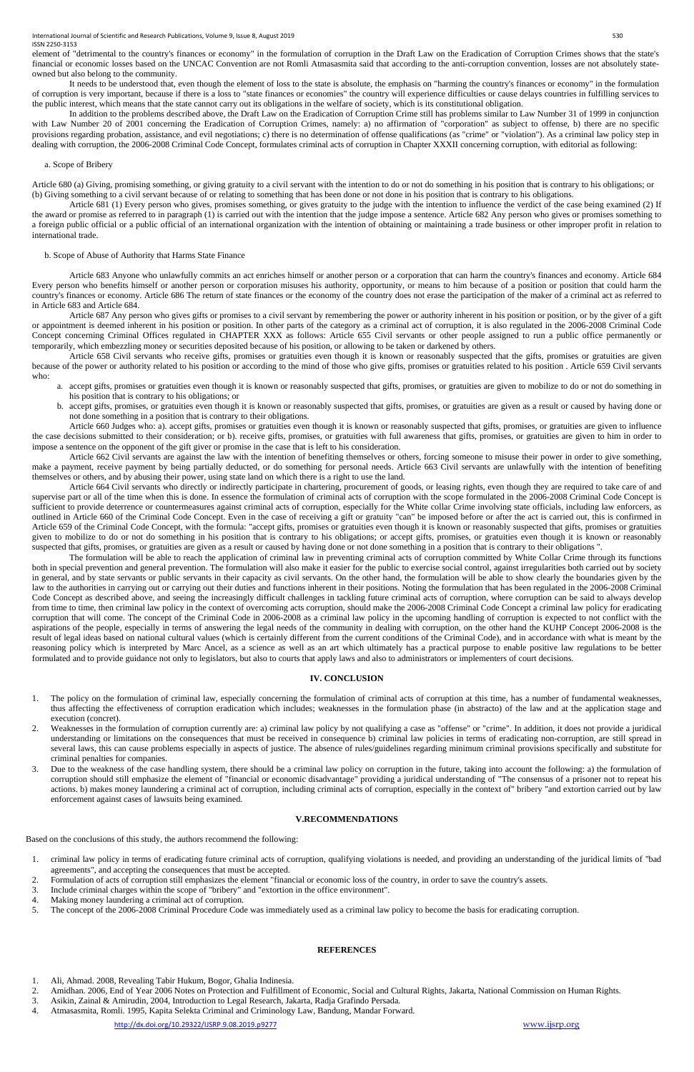element of "detrimental to the country's finances or economy" in the formulation of corruption in the Draft Law on the Eradication of Corruption Crimes shows that the state's financial or economic losses based on the UNCAC Convention are not Romli Atmasasmita said that according to the anti-corruption convention, losses are not absolutely state-owned but also belong to the community.

It needs to be understood that, even though the element of loss to the state is absolute, the emphasis on "harming the country's finances or economy" in the formulation of corruption is very important, because if there is a loss to "state finances or economies" the country will experience difficulties or cause delays countries in fulfilling services to the public interest, which means that the state cannot carry out its obligations in the welfare of society, which is its constitutional obligation.

In addition to the problems described above, the Draft Law on the Eradication of Corruption Crime still has problems similar to Law Number 31 of 1999 in conjunction with Law Number 20 of 2001 concerning the Eradication of Corruption Crimes, namely: a) no affirmation of "corporation" as subject to offense, b) there are no specific provisions regarding probation, assistance, and evil negotiations; c) there is no determination of offense qualifications (as "crime" or "violation"). As a criminal law policy step in dealing with corruption, the 2006-2008 Criminal Code Concept, formulates criminal acts of corruption in Chapter XXXII concerning corruption, with editorial as following:

a. Scope of Bribery

Article 680 (a) Giving, promising something, or giving gratuity to a civil servant with the intention to do or not do something in his position that is contrary to his obligations; or (b) Giving something to a civil servant because of or relating to something that has been done or not done in his position that is contrary to his obligations.

Article 681 (1) Every person who gives, promises something, or gives gratuity to the judge with the intention to influence the verdict of the case being examined (2) If the award or promise as referred to in paragraph (1) is carried out with the intention that the judge impose a sentence. Article 682 Any person who gives or promises something to a foreign public official or a public official of an international organization with the intention of obtaining or maintaining a trade business or other improper profit in relation to international trade.

b. Scope of Abuse of Authority that Harms State Finance

Article 683 Anyone who unlawfully commits an act enriches himself or another person or a corporation that can harm the country's finances and economy. Article 684 Every person who benefits himself or another person or corporation misuses his authority, opportunity, or means to him because of a position or position that could harm the country's finances or economy. Article 686 The return of state finances or the economy of the country does not erase the participation of the maker of a criminal act as referred to in Article 683 and Article 684.

Article 687 Any person who gives gifts or promises to a civil servant by remembering the power or authority inherent in his position or position, or by the giver of a gift or appointment is deemed inherent in his position or position. In other parts of the category as a criminal act of corruption, it is also regulated in the 2006-2008 Criminal Code Concept concerning Criminal Offices regulated in CHAPTER XXX as follows: Article 655 Civil servants or other people assigned to run a public office permanently or temporarily, which embezzling money or securities deposited because of his position, or allowing to be taken or darkened by others.

Article 658 Civil servants who receive gifts, promises or gratuities even though it is known or reasonably suspected that the gifts, promises or gratuities are given because of the power or authority related to his position or according to the mind of those who give gifts, promises or gratuities related to his position . Article 659 Civil servants who:

a. accept gifts, promises or gratuities even though it is known or reasonably suspected that gifts, promises, or gratuities are given to mobilize to do or not do something in his position that is contrary to his obligations; or
b. accept gifts, promises, or gratuities even though it is known or reasonably suspected that gifts, promises, or gratuities are given as a result or caused by having done or not done something in a position that is contrary to their obligations.

Article 660 Judges who: a). accept gifts, promises or gratuities even though it is known or reasonably suspected that gifts, promises, or gratuities are given to influence the case decisions submitted to their consideration; or b). receive gifts, promises, or gratuities with full awareness that gifts, promises, or gratuities are given to him in order to impose a sentence on the opponent of the gift giver or promise in the case that is left to his consideration.

Article 662 Civil servants are against the law with the intention of benefiting themselves or others, forcing someone to misuse their power in order to give something, make a payment, receive payment by being partially deducted, or do something for personal needs. Article 663 Civil servants are unlawfully with the intention of benefiting themselves or others, and by abusing their power, using state land on which there is a right to use the land.

Article 664 Civil servants who directly or indirectly participate in chartering, procurement of goods, or leasing rights, even though they are required to take care of and supervise part or all of the time when this is done. In essence the formulation of criminal acts of corruption with the scope formulated in the 2006-2008 Criminal Code Concept is sufficient to provide deterrence or countermeasures against criminal acts of corruption, especially for the White collar Crime involving state officials, including law enforcers, as outlined in Article 660 of the Criminal Code Concept. Even in the case of receiving a gift or gratuity "can" be imposed before or after the act is carried out, this is confirmed in Article 659 of the Criminal Code Concept, with the formula: "accept gifts, promises or gratuities even though it is known or reasonably suspected that gifts, promises, or gratuities given to mobilize to do or not do something in his position that is contrary to his obligations; or accept gifts, promises, or gratuities even though it is known or reasonably suspected that gifts, promises, or gratuities are given as a result or caused by having done or not done something in a position that is contrary to their obligations ".

The formulation will be able to reach the application of criminal law in preventing criminal acts of corruption committed by White Collar Crime through its functions both in special prevention and general prevention. The formulation will also make it easier for the public to exercise social control, against irregularities both carried out by society in general, and by state servants or public servants in their capacity as civil servants. On the other hand, the formulation will be able to show clearly the boundaries given by the law to the authorities in carrying out or carrying out their duties and functions inherent in their positions. Noting the formulation that has been regulated in the 2006-2008 Criminal Code Concept as described above, and seeing the increasingly difficult challenges in tackling future criminal acts of corruption, where corruption can be said to always develop from time to time, then criminal law policy in the context of overcoming acts corruption, should make the 2006-2008 Criminal Code Concept a criminal law policy for eradicating corruption that will come. The concept of the Criminal Code in 2006-2008 as a criminal law policy in the upcoming handling of corruption is expected to not conflict with the aspirations of the people, especially in terms of answering the legal needs of the community in dealing with corruption, on the other hand the KUHP Concept 2006-2008 is the result of legal ideas based on national cultural values (which is certainly different from the current conditions of the Criminal Code), and in accordance with what is meant by the reasoning policy which is interpreted by Marc Ancel, as a science as well as an art which ultimately has a practical purpose to enable positive law regulations to be better formulated and to provide guidance not only to legislators, but also to courts that apply laws and also to administrators or implementers of court decisions.

## IV. CONCLUSION

1. The policy on the formulation of criminal law, especially concerning the formulation of criminal acts of corruption at this time, has a number of fundamental weaknesses, thus affecting the effectiveness of corruption eradication which includes; weaknesses in the formulation phase (in abstracto) of the law and at the application stage and execution (concret).
2. Weaknesses in the formulation of corruption currently are: a) criminal law policy by not qualifying a case as "offense" or "crime". In addition, it does not provide a juridical understanding or limitations on the consequences that must be received in consequence b) criminal law policies in terms of eradicating non-corruption, are still spread in several laws, this can cause problems especially in aspects of justice. The absence of rules/guidelines regarding minimum criminal provisions specifically and substitute for criminal penalties for companies.
3. Due to the weakness of the case handling system, there should be a criminal law policy on corruption in the future, taking into account the following: a) the formulation of corruption should still emphasize the element of "financial or economic disadvantage" providing a juridical understanding of "The consensus of a prisoner not to repeat his actions. b) makes money laundering a criminal act of corruption, including criminal acts of corruption, especially in the context of" bribery "and extortion carried out by law enforcement against cases of lawsuits being examined.

## V.RECOMMENDATIONS

Based on the conclusions of this study, the authors recommend the following:

1. criminal law policy in terms of eradicating future criminal acts of corruption, qualifying violations is needed, and providing an understanding of the juridical limits of "bad agreements", and accepting the consequences that must be accepted.
2. Formulation of acts of corruption still emphasizes the element "financial or economic loss of the country, in order to save the country's assets.
3. Include criminal charges within the scope of "bribery" and "extortion in the office environment".
4. Making money laundering a criminal act of corruption.
5. The concept of the 2006-2008 Criminal Procedure Code was immediately used as a criminal law policy to become the basis for eradicating corruption.

## REFERENCES

1. Ali, Ahmad. 2008, Revealing Tabir Hukum, Bogor, Ghalia Indinesia.
2. Amidhan. 2006, End of Year 2006 Notes on Protection and Fulfillment of Economic, Social and Cultural Rights, Jakarta, National Commission on Human Rights.
3. Asikin, Zainal & Amirudin, 2004, Introduction to Legal Research, Jakarta, Radja Grafindo Persada.
4. Atmasasmita, Romli. 1995, Kapita Selekta Criminal and Criminology Law, Bandung, Mandar Forward.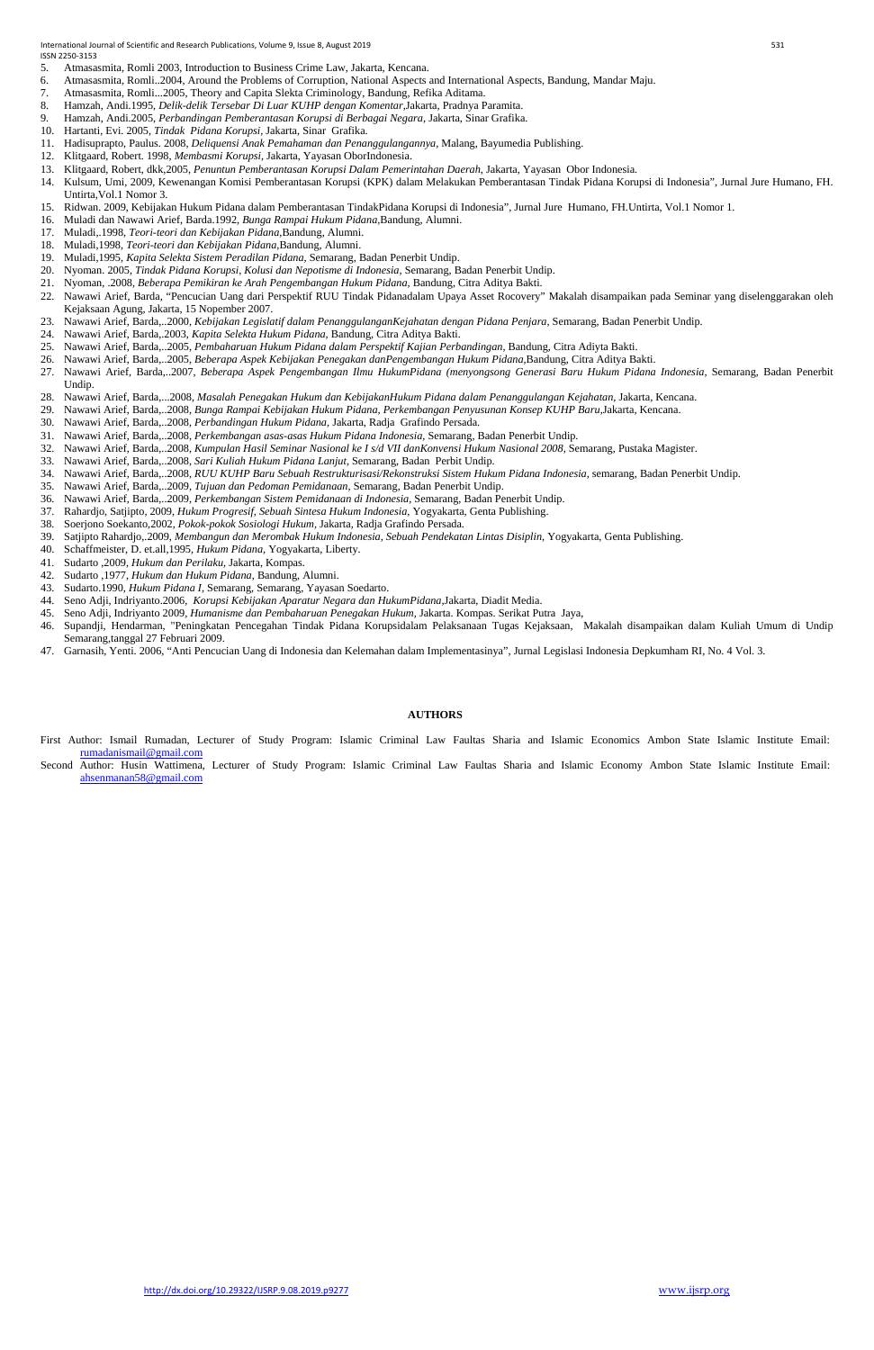5. Atmasasmita, Romli 2003, Introduction to Business Crime Law, Jakarta, Kencana.
6. Atmasasmita, Romli..2004, Around the Problems of Corruption, National Aspects and International Aspects, Bandung, Mandar Maju.
7. Atmasasmita, Romli...2005, Theory and Capita Slekta Criminology, Bandung, Refika Aditama.
8. Hamzah, Andi.1995, *Delik-delik Tersebar Di Luar KUHP dengan Komentar*,Jakarta, Pradnya Paramita.
9. Hamzah, Andi.2005, *Perbandingan Pemberantasan Korupsi di Berbagai Negara*, Jakarta, Sinar Grafika.
10. Hartanti, Evi. 2005, *Tindak Pidana Korupsi*, Jakarta, Sinar Grafika.
11. Hadisuprapto, Paulus. 2008, *Deliquensi Anak Pemahaman dan Penanggulangannya*, Malang, Bayumedia Publishing.
12. Klitgaard, Robert. 1998, *Membasmi Korupsi*, Jakarta, Yayasan OborIndonesia.
13. Klitgaard, Robert, dkk,2005, *Penuntun Pemberantasan Korupsi Dalam Pemerintahan Daerah*, Jakarta, Yayasan Obor Indonesia.
14. Kulsum, Umi, 2009, Kewenangan Komisi Pemberantasan Korupsi (KPK) dalam Melakukan Pemberantasan Tindak Pidana Korupsi di Indonesia", Jurnal Jure Humano, FH. Untirta,Vol.1 Nomor 3.
15. Ridwan. 2009, Kebijakan Hukum Pidana dalam Pemberantasan TindakPidana Korupsi di Indonesia", Jurnal Jure Humano, FH.Untirta, Vol.1 Nomor 1.
16. Muladi dan Nawawi Arief, Barda.1992, *Bunga Rampai Hukum Pidana*,Bandung, Alumni.
17. Muladi,.1998, *Teori-teori dan Kebijakan Pidana*,Bandung, Alumni.
18. Muladi,1998, *Teori-teori dan Kebijakan Pidana*,Bandung, Alumni.
19. Muladi,1995, *Kapita Selekta Sistem Peradilan Pidana*, Semarang, Badan Penerbit Undip.
20. Nyoman. 2005, *Tindak Pidana Korupsi, Kolusi dan Nepotisme di Indonesia*, Semarang, Badan Penerbit Undip.
21. Nyoman, .2008, *Beberapa Pemikiran ke Arah Pengembangan Hukum Pidana*, Bandung, Citra Aditya Bakti.
22. Nawawi Arief, Barda, "Pencucian Uang dari Perspektif RUU Tindak Pidanadalam Upaya Asset Rocovery" Makalah disampaikan pada Seminar yang diselenggarakan oleh Kejaksaan Agung, Jakarta, 15 Nopember 2007.
23. Nawawi Arief, Barda,..2000, *Kebijakan Legislatif dalam PenanggulanganKejahatan dengan Pidana Penjara*, Semarang, Badan Penerbit Undip.
24. Nawawi Arief, Barda,.2003, *Kapita Selekta Hukum Pidana*, Bandung, Citra Aditya Bakti.
25. Nawawi Arief, Barda,..2005, *Pembaharuan Hukum Pidana dalam Perspektif Kajian Perbandingan*, Bandung, Citra Adiyta Bakti.
26. Nawawi Arief, Barda,..2005, *Beberapa Aspek Kebijakan Penegakan danPengembangan Hukum Pidana*,Bandung, Citra Aditya Bakti.
27. Nawawi Arief, Barda,..2007, *Beberapa Aspek Pengembangan Ilmu HukumPidana (menyongsong Generasi Baru Hukum Pidana Indonesia*, Semarang, Badan Penerbit Undip.
28. Nawawi Arief, Barda,...2008, *Masalah Penegakan Hukum dan KebijakanHukum Pidana dalam Penanggulangan Kejahatan*, Jakarta, Kencana.
29. Nawawi Arief, Barda,..2008, *Bunga Rampai Kebijakan Hukum Pidana, Perkembangan Penyusunan Konsep KUHP Baru*,Jakarta, Kencana.
30. Nawawi Arief, Barda,..2008, *Perbandingan Hukum Pidana*, Jakarta, Radja Grafindo Persada.
31. Nawawi Arief, Barda,..2008, *Perkembangan asas-asas Hukum Pidana Indonesia*, Semarang, Badan Penerbit Undip.
32. Nawawi Arief, Barda,..2008, *Kumpulan Hasil Seminar Nasional ke I s/d VII danKonvensi Hukum Nasional 2008*, Semarang, Pustaka Magister.
33. Nawawi Arief, Barda,..2008, *Sari Kuliah Hukum Pidana Lanjut*, Semarang, Badan Perbit Undip.
34. Nawawi Arief, Barda,..2008, *RUU KUHP Baru Sebuah Restrukturisasi/Rekonstruksi Sistem Hukum Pidana Indonesia*, semarang, Badan Penerbit Undip.
35. Nawawi Arief, Barda,..2009, *Tujuan dan Pedoman Pemidanaan*, Semarang, Badan Penerbit Undip.
36. Nawawi Arief, Barda,..2009, *Perkembangan Sistem Pemidanaan di Indonesia*, Semarang, Badan Penerbit Undip.
37. Rahardjo, Satjipto, 2009, *Hukum Progresif, Sebuah Sintesa Hukum Indonesia*, Yogyakarta, Genta Publishing.
38. Soerjono Soekanto,2002, *Pokok-pokok Sosiologi Hukum*, Jakarta, Radja Grafindo Persada.
39. Satjipto Rahardjo,.2009, *Membangun dan Merombak Hukum Indonesia, Sebuah Pendekatan Lintas Disiplin*, Yogyakarta, Genta Publishing.
40. Schaffmeister, D. et.all,1995, *Hukum Pidana*, Yogyakarta, Liberty.
41. Sudarto ,2009, *Hukum dan Perilaku*, Jakarta, Kompas.
42. Sudarto ,1977, *Hukum dan Hukum Pidana*, Bandung, Alumni.
43. Sudarto.1990, *Hukum Pidana I*, Semarang, Semarang, Yayasan Soedarto.
44. Seno Adji, Indriyanto.2006, *Korupsi Kebijakan Aparatur Negara dan HukumPidana*,Jakarta, Diadit Media.
45. Seno Adji, Indriyanto 2009, *Humanisme dan Pembaharuan Penegakan Hukum*, Jakarta. Kompas. Serikat Putra Jaya,
46. Supandji, Hendarman, "Peningkatan Pencegahan Tindak Pidana Korupsidalam Pelaksanaan Tugas Kejaksaan, Makalah disampaikan dalam Kuliah Umum di Undip Semarang,tanggal 27 Februari 2009.
47. Garnasih, Yenti. 2006, "Anti Pencucian Uang di Indonesia dan Kelemahan dalam Implementasinya", Jurnal Legislasi Indonesia Depkumham RI, No. 4 Vol. 3.

## AUTHORS

First Author: Ismail Rumadan, Lecturer of Study Program: Islamic Criminal Law Faultas Sharia and Islamic Economics Ambon State Islamic Institute Email: rumadanismail@gmail.com

Second Author: Husin Wattimena, Lecturer of Study Program: Islamic Criminal Law Faultas Sharia and Islamic Economy Ambon State Islamic Institute Email: ahsenmanan58@gmail.com